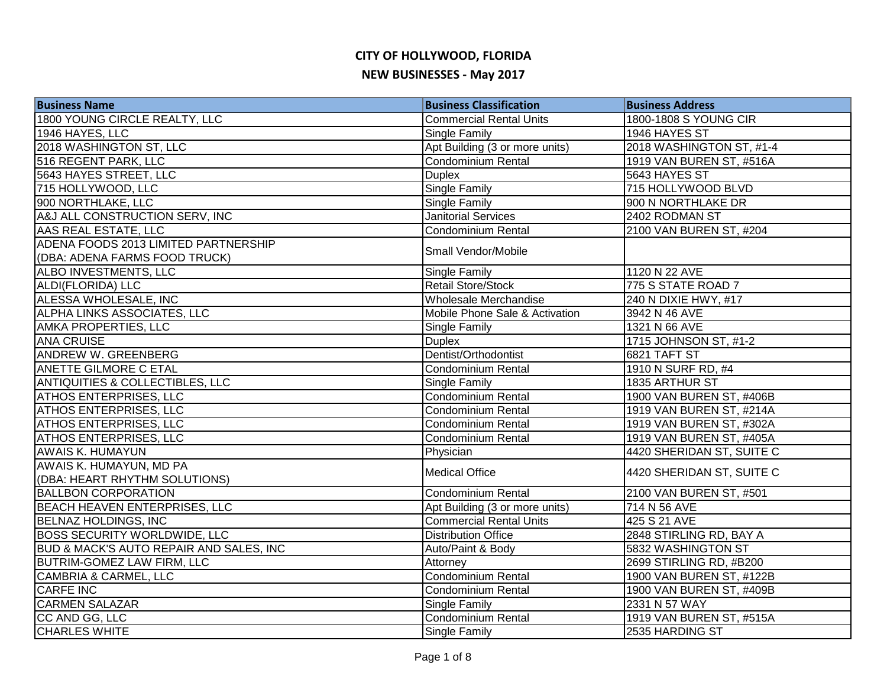# CITY OF HOLLYWOOD, FLORIDA

## NEW BUSINESSES - May 2017

| Business Name | Business Classification | Business Address |
|---|---|---|
| 1800 YOUNG CIRCLE REALTY, LLC | Commercial Rental Units | 1800-1808 S YOUNG CIR |
| 1946 HAYES, LLC | Single Family | 1946 HAYES ST |
| 2018 WASHINGTON ST, LLC | Apt Building (3 or more units) | 2018 WASHINGTON ST, #1-4 |
| 516 REGENT PARK, LLC | Condominium Rental | 1919 VAN BUREN ST, #516A |
| 5643 HAYES STREET, LLC | Duplex | 5643 HAYES ST |
| 715 HOLLYWOOD, LLC | Single Family | 715 HOLLYWOOD BLVD |
| 900 NORTHLAKE, LLC | Single Family | 900 N NORTHLAKE DR |
| A&J ALL CONSTRUCTION SERV, INC | Janitorial Services | 2402 RODMAN ST |
| AAS REAL ESTATE, LLC | Condominium Rental | 2100 VAN BUREN ST, #204 |
| ADENA FOODS 2013 LIMITED PARTNERSHIP (DBA: ADENA FARMS FOOD TRUCK) | Small Vendor/Mobile | |
| ALBO INVESTMENTS, LLC | Single Family | 1120 N 22 AVE |
| ALDI(FLORIDA) LLC | Retail Store/Stock | 775 S STATE ROAD 7 |
| ALESSA WHOLESALE, INC | Wholesale Merchandise | 240 N DIXIE HWY, #17 |
| ALPHA LINKS ASSOCIATES, LLC | Mobile Phone Sale & Activation | 3942 N 46 AVE |
| AMKA PROPERTIES, LLC | Single Family | 1321 N 66 AVE |
| ANA CRUISE | Duplex | 1715 JOHNSON ST, #1-2 |
| ANDREW W. GREENBERG | Dentist/Orthodontist | 6821 TAFT ST |
| ANETTE GILMORE C ETAL | Condominium Rental | 1910 N SURF RD, #4 |
| ANTIQUITIES & COLLECTIBLES, LLC | Single Family | 1835 ARTHUR ST |
| ATHOS ENTERPRISES, LLC | Condominium Rental | 1900 VAN BUREN ST, #406B |
| ATHOS ENTERPRISES, LLC | Condominium Rental | 1919 VAN BUREN ST, #214A |
| ATHOS ENTERPRISES, LLC | Condominium Rental | 1919 VAN BUREN ST, #302A |
| ATHOS ENTERPRISES, LLC | Condominium Rental | 1919 VAN BUREN ST, #405A |
| AWAIS K. HUMAYUN | Physician | 4420 SHERIDAN ST, SUITE C |
| AWAIS K. HUMAYUN, MD PA (DBA: HEART RHYTHM SOLUTIONS) | Medical Office | 4420 SHERIDAN ST, SUITE C |
| BALLBON CORPORATION | Condominium Rental | 2100 VAN BUREN ST, #501 |
| BEACH HEAVEN ENTERPRISES, LLC | Apt Building (3 or more units) | 714 N 56 AVE |
| BELNAZ HOLDINGS, INC | Commercial Rental Units | 425 S 21 AVE |
| BOSS SECURITY WORLDWIDE, LLC | Distribution Office | 2848 STIRLING RD, BAY A |
| BUD & MACK'S AUTO REPAIR AND SALES, INC | Auto/Paint & Body | 5832 WASHINGTON ST |
| BUTRIM-GOMEZ LAW FIRM, LLC | Attorney | 2699 STIRLING RD, #B200 |
| CAMBRIA & CARMEL, LLC | Condominium Rental | 1900 VAN BUREN ST, #122B |
| CARFE INC | Condominium Rental | 1900 VAN BUREN ST, #409B |
| CARMEN SALAZAR | Single Family | 2331 N 57 WAY |
| CC AND GG, LLC | Condominium Rental | 1919 VAN BUREN ST, #515A |
| CHARLES WHITE | Single Family | 2535 HARDING ST |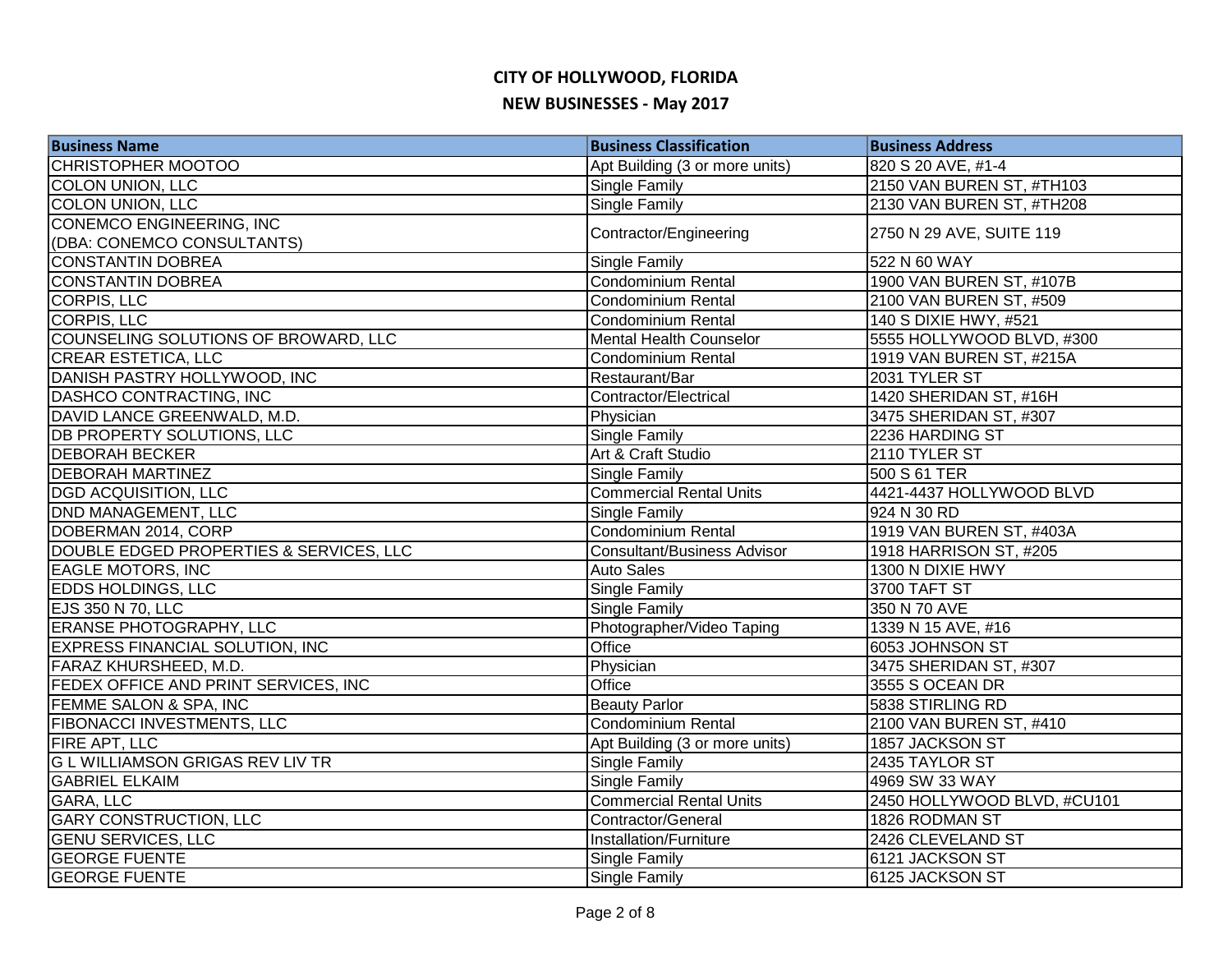# CITY OF HOLLYWOOD, FLORIDA

## NEW BUSINESSES - May 2017

| Business Name | Business Classification | Business Address |
|---|---|---|
| CHRISTOPHER MOOTOO | Apt Building (3 or more units) | 820 S 20 AVE, #1-4 |
| COLON UNION, LLC | Single Family | 2150 VAN BUREN ST, #TH103 |
| COLON UNION, LLC | Single Family | 2130 VAN BUREN ST, #TH208 |
| CONEMCO ENGINEERING, INC (DBA: CONEMCO CONSULTANTS) | Contractor/Engineering | 2750 N 29 AVE, SUITE 119 |
| CONSTANTIN DOBREA | Single Family | 522 N 60 WAY |
| CONSTANTIN DOBREA | Condominium Rental | 1900 VAN BUREN ST, #107B |
| CORPIS, LLC | Condominium Rental | 2100 VAN BUREN ST, #509 |
| CORPIS, LLC | Condominium Rental | 140 S DIXIE HWY, #521 |
| COUNSELING SOLUTIONS OF BROWARD, LLC | Mental Health Counselor | 5555 HOLLYWOOD BLVD, #300 |
| CREAR ESTETICA, LLC | Condominium Rental | 1919 VAN BUREN ST, #215A |
| DANISH PASTRY HOLLYWOOD, INC | Restaurant/Bar | 2031 TYLER ST |
| DASHCO CONTRACTING, INC | Contractor/Electrical | 1420 SHERIDAN ST, #16H |
| DAVID LANCE GREENWALD, M.D. | Physician | 3475 SHERIDAN ST, #307 |
| DB PROPERTY SOLUTIONS, LLC | Single Family | 2236 HARDING ST |
| DEBORAH BECKER | Art & Craft Studio | 2110 TYLER ST |
| DEBORAH MARTINEZ | Single Family | 500 S 61 TER |
| DGD ACQUISITION, LLC | Commercial Rental Units | 4421-4437 HOLLYWOOD BLVD |
| DND MANAGEMENT, LLC | Single Family | 924 N 30 RD |
| DOBERMAN 2014, CORP | Condominium Rental | 1919 VAN BUREN ST, #403A |
| DOUBLE EDGED PROPERTIES & SERVICES, LLC | Consultant/Business Advisor | 1918 HARRISON ST, #205 |
| EAGLE MOTORS, INC | Auto Sales | 1300 N DIXIE HWY |
| EDDS HOLDINGS, LLC | Single Family | 3700 TAFT ST |
| EJS 350 N 70, LLC | Single Family | 350 N 70 AVE |
| ERANSE PHOTOGRAPHY, LLC | Photographer/Video Taping | 1339 N 15 AVE, #16 |
| EXPRESS FINANCIAL SOLUTION, INC | Office | 6053 JOHNSON ST |
| FARAZ KHURSHEED, M.D. | Physician | 3475 SHERIDAN ST, #307 |
| FEDEX OFFICE AND PRINT SERVICES, INC | Office | 3555 S OCEAN DR |
| FEMME SALON & SPA, INC | Beauty Parlor | 5838 STIRLING RD |
| FIBONACCI INVESTMENTS, LLC | Condominium Rental | 2100 VAN BUREN ST, #410 |
| FIRE APT, LLC | Apt Building (3 or more units) | 1857 JACKSON ST |
| G L WILLIAMSON GRIGAS REV LIV TR | Single Family | 2435 TAYLOR ST |
| GABRIEL ELKAIM | Single Family | 4969 SW 33 WAY |
| GARA, LLC | Commercial Rental Units | 2450 HOLLYWOOD BLVD, #CU101 |
| GARY CONSTRUCTION, LLC | Contractor/General | 1826 RODMAN ST |
| GENU SERVICES, LLC | Installation/Furniture | 2426 CLEVELAND ST |
| GEORGE FUENTE | Single Family | 6121 JACKSON ST |
| GEORGE FUENTE | Single Family | 6125 JACKSON ST |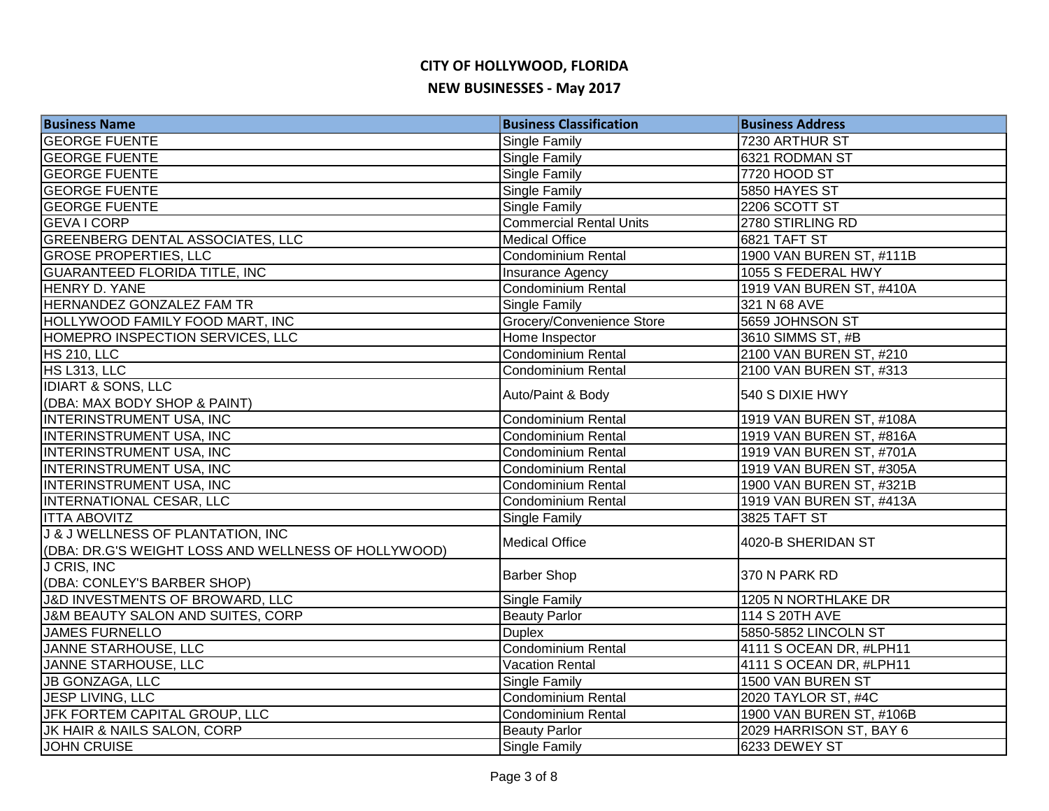# CITY OF HOLLYWOOD, FLORIDA

## NEW BUSINESSES - May 2017

| Business Name | Business Classification | Business Address |
|---|---|---|
| GEORGE FUENTE | Single Family | 7230 ARTHUR ST |
| GEORGE FUENTE | Single Family | 6321 RODMAN ST |
| GEORGE FUENTE | Single Family | 7720 HOOD ST |
| GEORGE FUENTE | Single Family | 5850 HAYES ST |
| GEORGE FUENTE | Single Family | 2206 SCOTT ST |
| GEVA I CORP | Commercial Rental Units | 2780 STIRLING RD |
| GREENBERG DENTAL ASSOCIATES, LLC | Medical Office | 6821 TAFT ST |
| GROSE PROPERTIES, LLC | Condominium Rental | 1900 VAN BUREN ST, #111B |
| GUARANTEED FLORIDA TITLE, INC | Insurance Agency | 1055 S FEDERAL HWY |
| HENRY D. YANE | Condominium Rental | 1919 VAN BUREN ST, #410A |
| HERNANDEZ GONZALEZ FAM TR | Single Family | 321 N 68 AVE |
| HOLLYWOOD FAMILY FOOD MART, INC | Grocery/Convenience Store | 5659 JOHNSON ST |
| HOMEPRO INSPECTION SERVICES, LLC | Home Inspector | 3610 SIMMS ST, #B |
| HS 210, LLC | Condominium Rental | 2100 VAN BUREN ST, #210 |
| HS L313, LLC | Condominium Rental | 2100 VAN BUREN ST, #313 |
| IDIART & SONS, LLC (DBA: MAX BODY SHOP & PAINT) | Auto/Paint & Body | 540 S DIXIE HWY |
| INTERINSTRUMENT USA, INC | Condominium Rental | 1919 VAN BUREN ST, #108A |
| INTERINSTRUMENT USA, INC | Condominium Rental | 1919 VAN BUREN ST, #816A |
| INTERINSTRUMENT USA, INC | Condominium Rental | 1919 VAN BUREN ST, #701A |
| INTERINSTRUMENT USA, INC | Condominium Rental | 1919 VAN BUREN ST, #305A |
| INTERINSTRUMENT USA, INC | Condominium Rental | 1900 VAN BUREN ST, #321B |
| INTERNATIONAL CESAR, LLC | Condominium Rental | 1919 VAN BUREN ST, #413A |
| ITTA ABOVITZ | Single Family | 3825 TAFT ST |
| J & J WELLNESS OF PLANTATION, INC (DBA: DR.G'S WEIGHT LOSS AND WELLNESS OF HOLLYWOOD) | Medical Office | 4020-B SHERIDAN ST |
| J CRIS, INC (DBA: CONLEY'S BARBER SHOP) | Barber Shop | 370 N PARK RD |
| J&D INVESTMENTS OF BROWARD, LLC | Single Family | 1205 N NORTHLAKE DR |
| J&M BEAUTY SALON AND SUITES, CORP | Beauty Parlor | 114 S 20TH AVE |
| JAMES FURNELLO | Duplex | 5850-5852 LINCOLN ST |
| JANNE STARHOUSE, LLC | Condominium Rental | 4111 S OCEAN DR, #LPH11 |
| JANNE STARHOUSE, LLC | Vacation Rental | 4111 S OCEAN DR, #LPH11 |
| JB GONZAGA, LLC | Single Family | 1500 VAN BUREN ST |
| JESP LIVING, LLC | Condominium Rental | 2020 TAYLOR ST, #4C |
| JFK FORTEM CAPITAL GROUP, LLC | Condominium Rental | 1900 VAN BUREN ST, #106B |
| JK HAIR & NAILS SALON, CORP | Beauty Parlor | 2029 HARRISON ST, BAY 6 |
| JOHN CRUISE | Single Family | 6233 DEWEY ST |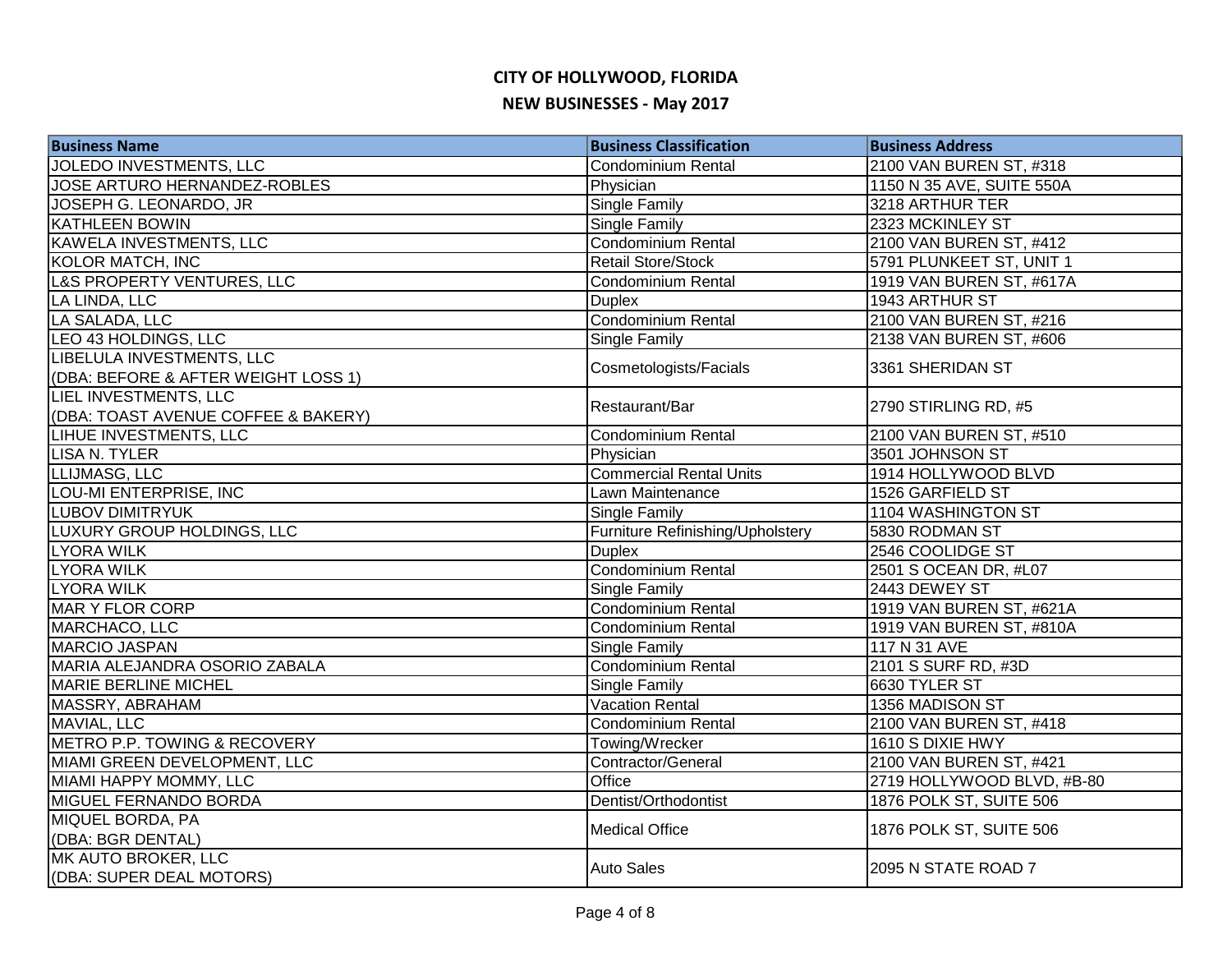# CITY OF HOLLYWOOD, FLORIDA

## NEW BUSINESSES - May 2017

| Business Name | Business Classification | Business Address |
|---|---|---|
| JOLEDO INVESTMENTS, LLC | Condominium Rental | 2100 VAN BUREN ST, #318 |
| JOSE ARTURO HERNANDEZ-ROBLES | Physician | 1150 N 35 AVE, SUITE 550A |
| JOSEPH G. LEONARDO, JR | Single Family | 3218 ARTHUR TER |
| KATHLEEN BOWIN | Single Family | 2323 MCKINLEY ST |
| KAWELA INVESTMENTS, LLC | Condominium Rental | 2100 VAN BUREN ST, #412 |
| KOLOR MATCH, INC | Retail Store/Stock | 5791 PLUNKEET ST, UNIT 1 |
| L&S PROPERTY VENTURES, LLC | Condominium Rental | 1919 VAN BUREN ST, #617A |
| LA LINDA, LLC | Duplex | 1943 ARTHUR ST |
| LA SALADA, LLC | Condominium Rental | 2100 VAN BUREN ST, #216 |
| LEO 43 HOLDINGS, LLC | Single Family | 2138 VAN BUREN ST, #606 |
| LIBELULA INVESTMENTS, LLC (DBA: BEFORE & AFTER WEIGHT LOSS 1) | Cosmetologists/Facials | 3361 SHERIDAN ST |
| LIEL INVESTMENTS, LLC (DBA: TOAST AVENUE COFFEE & BAKERY) | Restaurant/Bar | 2790 STIRLING RD, #5 |
| LIHUE INVESTMENTS, LLC | Condominium Rental | 2100 VAN BUREN ST, #510 |
| LISA N. TYLER | Physician | 3501 JOHNSON ST |
| LLIJMASG, LLC | Commercial Rental Units | 1914 HOLLYWOOD BLVD |
| LOU-MI ENTERPRISE, INC | Lawn Maintenance | 1526 GARFIELD ST |
| LUBOV DIMITRYUK | Single Family | 1104 WASHINGTON ST |
| LUXURY GROUP HOLDINGS, LLC | Furniture Refinishing/Upholstery | 5830 RODMAN ST |
| LYORA WILK | Duplex | 2546 COOLIDGE ST |
| LYORA WILK | Condominium Rental | 2501 S OCEAN DR, #L07 |
| LYORA WILK | Single Family | 2443 DEWEY ST |
| MAR Y FLOR CORP | Condominium Rental | 1919 VAN BUREN ST, #621A |
| MARCHACO, LLC | Condominium Rental | 1919 VAN BUREN ST, #810A |
| MARCIO JASPAN | Single Family | 117 N 31 AVE |
| MARIA ALEJANDRA OSORIO ZABALA | Condominium Rental | 2101 S SURF RD, #3D |
| MARIE BERLINE MICHEL | Single Family | 6630 TYLER ST |
| MASSRY, ABRAHAM | Vacation Rental | 1356 MADISON ST |
| MAVIAL, LLC | Condominium Rental | 2100 VAN BUREN ST, #418 |
| METRO P.P. TOWING & RECOVERY | Towing/Wrecker | 1610 S DIXIE HWY |
| MIAMI GREEN DEVELOPMENT, LLC | Contractor/General | 2100 VAN BUREN ST, #421 |
| MIAMI HAPPY MOMMY, LLC | Office | 2719 HOLLYWOOD BLVD, #B-80 |
| MIGUEL FERNANDO BORDA | Dentist/Orthodontist | 1876 POLK ST, SUITE 506 |
| MIQUEL BORDA, PA (DBA: BGR DENTAL) | Medical Office | 1876 POLK ST, SUITE 506 |
| MK AUTO BROKER, LLC (DBA: SUPER DEAL MOTORS) | Auto Sales | 2095 N STATE ROAD 7 |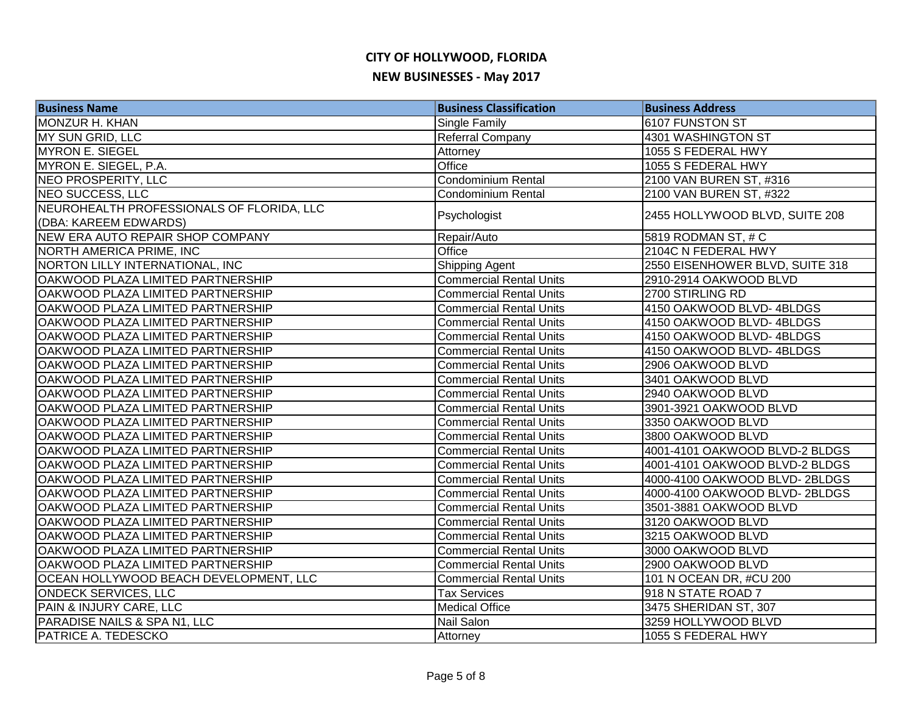# CITY OF HOLLYWOOD, FLORIDA

## NEW BUSINESSES - May 2017

| Business Name | Business Classification | Business Address |
|---|---|---|
| MONZUR H. KHAN | Single Family | 6107 FUNSTON ST |
| MY SUN GRID, LLC | Referral Company | 4301 WASHINGTON ST |
| MYRON E. SIEGEL | Attorney | 1055 S FEDERAL HWY |
| MYRON E. SIEGEL, P.A. | Office | 1055 S FEDERAL HWY |
| NEO PROSPERITY, LLC | Condominium Rental | 2100 VAN BUREN ST, #316 |
| NEO SUCCESS, LLC | Condominium Rental | 2100 VAN BUREN ST, #322 |
| NEUROHEALTH PROFESSIONALS OF FLORIDA, LLC (DBA: KAREEM EDWARDS) | Psychologist | 2455 HOLLYWOOD BLVD, SUITE 208 |
| NEW ERA AUTO REPAIR SHOP COMPANY | Repair/Auto | 5819 RODMAN ST, # C |
| NORTH AMERICA PRIME, INC | Office | 2104C N FEDERAL HWY |
| NORTON LILLY INTERNATIONAL, INC | Shipping Agent | 2550 EISENHOWER BLVD, SUITE 318 |
| OAKWOOD PLAZA LIMITED PARTNERSHIP | Commercial Rental Units | 2910-2914 OAKWOOD BLVD |
| OAKWOOD PLAZA LIMITED PARTNERSHIP | Commercial Rental Units | 2700 STIRLING RD |
| OAKWOOD PLAZA LIMITED PARTNERSHIP | Commercial Rental Units | 4150 OAKWOOD BLVD- 4BLDGS |
| OAKWOOD PLAZA LIMITED PARTNERSHIP | Commercial Rental Units | 4150 OAKWOOD BLVD- 4BLDGS |
| OAKWOOD PLAZA LIMITED PARTNERSHIP | Commercial Rental Units | 4150 OAKWOOD BLVD- 4BLDGS |
| OAKWOOD PLAZA LIMITED PARTNERSHIP | Commercial Rental Units | 4150 OAKWOOD BLVD- 4BLDGS |
| OAKWOOD PLAZA LIMITED PARTNERSHIP | Commercial Rental Units | 2906 OAKWOOD BLVD |
| OAKWOOD PLAZA LIMITED PARTNERSHIP | Commercial Rental Units | 3401 OAKWOOD BLVD |
| OAKWOOD PLAZA LIMITED PARTNERSHIP | Commercial Rental Units | 2940 OAKWOOD BLVD |
| OAKWOOD PLAZA LIMITED PARTNERSHIP | Commercial Rental Units | 3901-3921 OAKWOOD BLVD |
| OAKWOOD PLAZA LIMITED PARTNERSHIP | Commercial Rental Units | 3350 OAKWOOD BLVD |
| OAKWOOD PLAZA LIMITED PARTNERSHIP | Commercial Rental Units | 3800 OAKWOOD BLVD |
| OAKWOOD PLAZA LIMITED PARTNERSHIP | Commercial Rental Units | 4001-4101 OAKWOOD BLVD-2 BLDGS |
| OAKWOOD PLAZA LIMITED PARTNERSHIP | Commercial Rental Units | 4001-4101 OAKWOOD BLVD-2 BLDGS |
| OAKWOOD PLAZA LIMITED PARTNERSHIP | Commercial Rental Units | 4000-4100 OAKWOOD BLVD- 2BLDGS |
| OAKWOOD PLAZA LIMITED PARTNERSHIP | Commercial Rental Units | 4000-4100 OAKWOOD BLVD- 2BLDGS |
| OAKWOOD PLAZA LIMITED PARTNERSHIP | Commercial Rental Units | 3501-3881 OAKWOOD BLVD |
| OAKWOOD PLAZA LIMITED PARTNERSHIP | Commercial Rental Units | 3120 OAKWOOD BLVD |
| OAKWOOD PLAZA LIMITED PARTNERSHIP | Commercial Rental Units | 3215 OAKWOOD BLVD |
| OAKWOOD PLAZA LIMITED PARTNERSHIP | Commercial Rental Units | 3000 OAKWOOD BLVD |
| OAKWOOD PLAZA LIMITED PARTNERSHIP | Commercial Rental Units | 2900 OAKWOOD BLVD |
| OCEAN HOLLYWOOD BEACH DEVELOPMENT, LLC | Commercial Rental Units | 101 N OCEAN DR, #CU 200 |
| ONDECK SERVICES, LLC | Tax Services | 918 N STATE ROAD 7 |
| PAIN & INJURY CARE, LLC | Medical Office | 3475 SHERIDAN ST, 307 |
| PARADISE NAILS & SPA N1, LLC | Nail Salon | 3259 HOLLYWOOD BLVD |
| PATRICE A. TEDESCKO | Attorney | 1055 S FEDERAL HWY |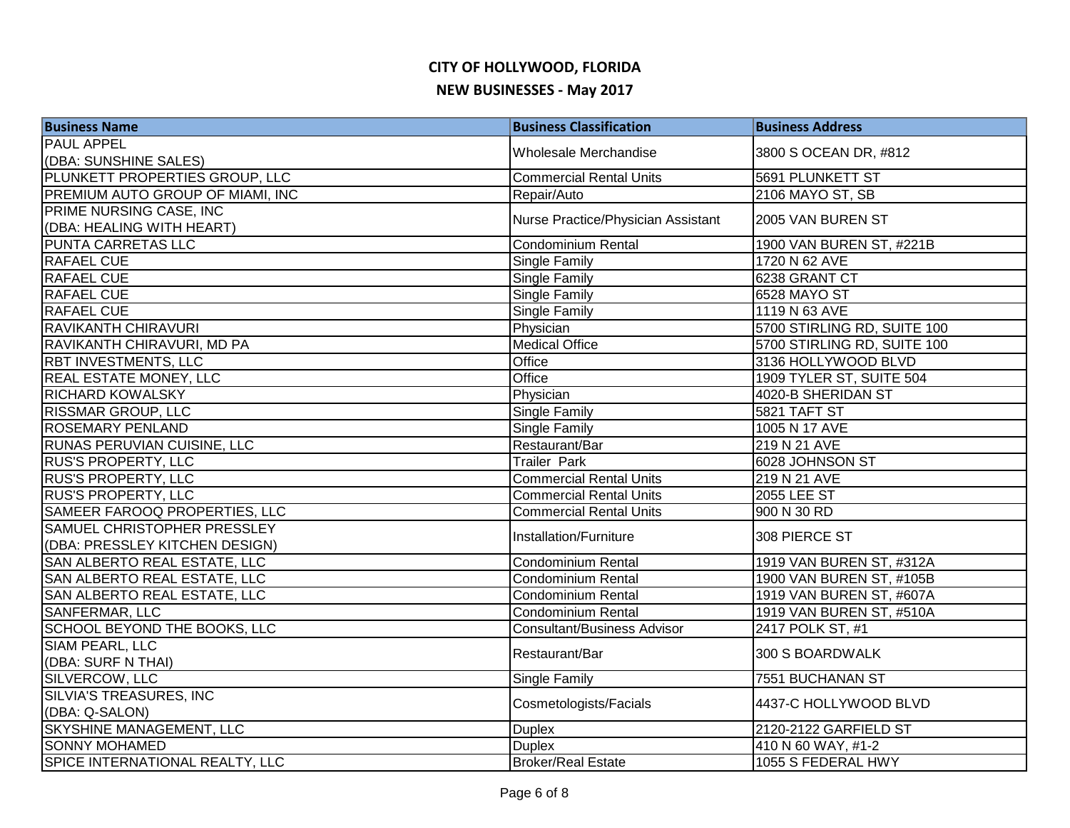# CITY OF HOLLYWOOD, FLORIDA

## NEW BUSINESSES - May 2017

| Business Name | Business Classification | Business Address |
|---|---|---|
| PAUL APPEL (DBA: SUNSHINE SALES) | Wholesale Merchandise | 3800 S OCEAN DR, #812 |
| PLUNKETT PROPERTIES GROUP, LLC | Commercial Rental Units | 5691 PLUNKETT ST |
| PREMIUM AUTO GROUP OF MIAMI, INC | Repair/Auto | 2106 MAYO ST, SB |
| PRIME NURSING CASE, INC (DBA: HEALING WITH HEART) | Nurse Practice/Physician Assistant | 2005 VAN BUREN ST |
| PUNTA CARRETAS LLC | Condominium Rental | 1900 VAN BUREN ST, #221B |
| RAFAEL CUE | Single Family | 1720 N 62 AVE |
| RAFAEL CUE | Single Family | 6238 GRANT CT |
| RAFAEL CUE | Single Family | 6528 MAYO ST |
| RAFAEL CUE | Single Family | 1119 N 63 AVE |
| RAVIKANTH CHIRAVURI | Physician | 5700 STIRLING RD, SUITE 100 |
| RAVIKANTH CHIRAVURI, MD PA | Medical Office | 5700 STIRLING RD, SUITE 100 |
| RBT INVESTMENTS, LLC | Office | 3136 HOLLYWOOD BLVD |
| REAL ESTATE MONEY, LLC | Office | 1909 TYLER ST, SUITE 504 |
| RICHARD KOWALSKY | Physician | 4020-B SHERIDAN ST |
| RISSMAR GROUP, LLC | Single Family | 5821 TAFT ST |
| ROSEMARY PENLAND | Single Family | 1005 N 17 AVE |
| RUNAS PERUVIAN CUISINE, LLC | Restaurant/Bar | 219 N 21 AVE |
| RUS'S PROPERTY, LLC | Trailer Park | 6028 JOHNSON ST |
| RUS'S PROPERTY, LLC | Commercial Rental Units | 219 N 21 AVE |
| RUS'S PROPERTY, LLC | Commercial Rental Units | 2055 LEE ST |
| SAMEER FAROOQ PROPERTIES, LLC | Commercial Rental Units | 900 N 30 RD |
| SAMUEL CHRISTOPHER PRESSLEY (DBA: PRESSLEY KITCHEN DESIGN) | Installation/Furniture | 308 PIERCE ST |
| SAN ALBERTO REAL ESTATE, LLC | Condominium Rental | 1919 VAN BUREN ST, #312A |
| SAN ALBERTO REAL ESTATE, LLC | Condominium Rental | 1900 VAN BUREN ST, #105B |
| SAN ALBERTO REAL ESTATE, LLC | Condominium Rental | 1919 VAN BUREN ST, #607A |
| SANFERMAR, LLC | Condominium Rental | 1919 VAN BUREN ST, #510A |
| SCHOOL BEYOND THE BOOKS, LLC | Consultant/Business Advisor | 2417 POLK ST, #1 |
| SIAM PEARL, LLC (DBA: SURF N THAI) | Restaurant/Bar | 300 S BOARDWALK |
| SILVERCOW, LLC | Single Family | 7551 BUCHANAN ST |
| SILVIA'S TREASURES, INC (DBA: Q-SALON) | Cosmetologists/Facials | 4437-C HOLLYWOOD BLVD |
| SKYSHINE MANAGEMENT, LLC | Duplex | 2120-2122 GARFIELD ST |
| SONNY MOHAMED | Duplex | 410 N 60 WAY, #1-2 |
| SPICE INTERNATIONAL REALTY, LLC | Broker/Real Estate | 1055 S FEDERAL HWY |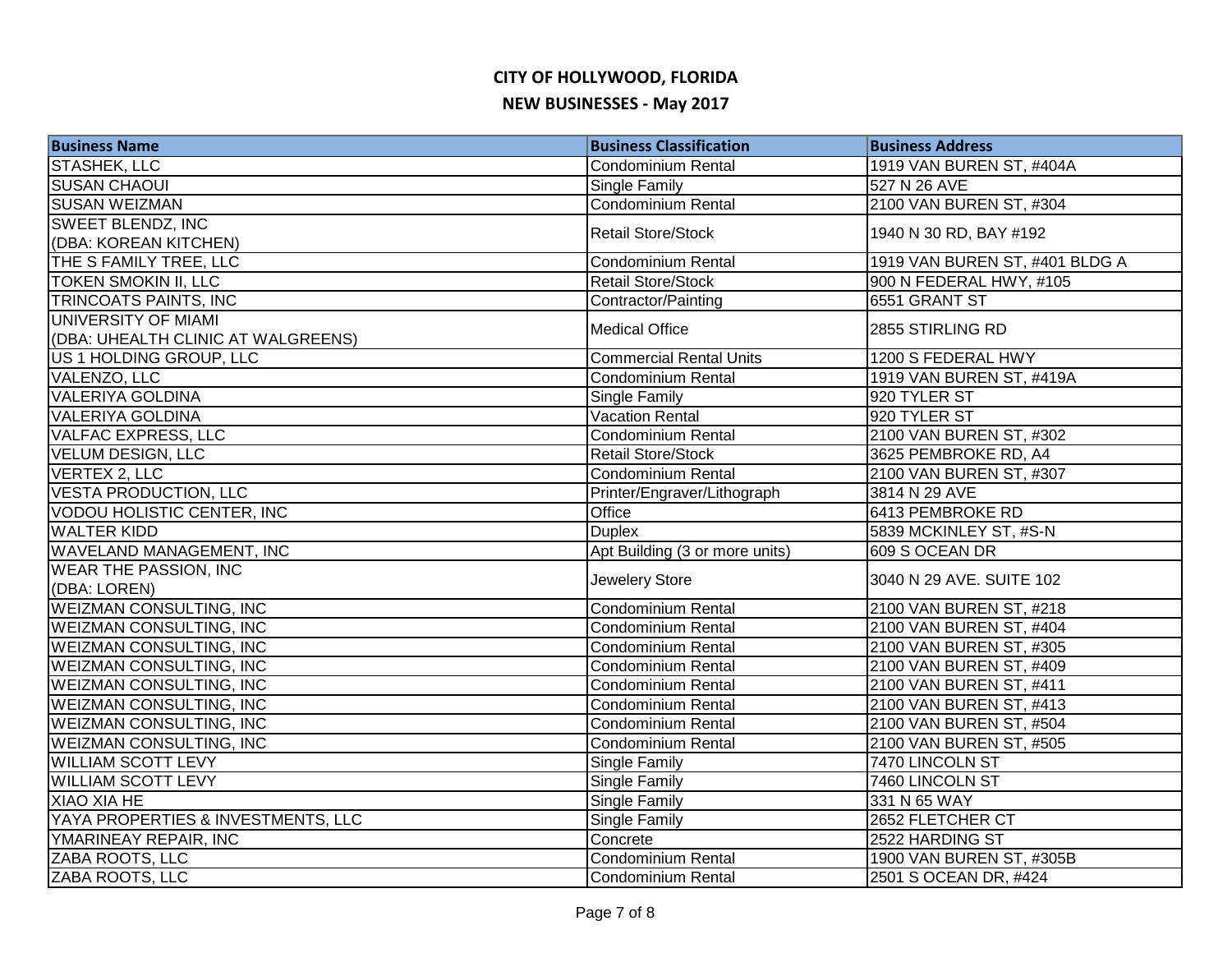# CITY OF HOLLYWOOD, FLORIDA

## NEW BUSINESSES - May 2017

| Business Name | Business Classification | Business Address |
|---|---|---|
| STASHEK, LLC | Condominium Rental | 1919 VAN BUREN ST, #404A |
| SUSAN CHAOUI | Single Family | 527 N 26 AVE |
| SUSAN WEIZMAN | Condominium Rental | 2100 VAN BUREN ST, #304 |
| SWEET BLENDZ, INC (DBA: KOREAN KITCHEN) | Retail Store/Stock | 1940 N 30 RD, BAY #192 |
| THE S FAMILY TREE, LLC | Condominium Rental | 1919 VAN BUREN ST, #401 BLDG A |
| TOKEN SMOKIN II, LLC | Retail Store/Stock | 900 N FEDERAL HWY, #105 |
| TRINCOATS PAINTS, INC | Contractor/Painting | 6551 GRANT ST |
| UNIVERSITY OF MIAMI (DBA: UHEALTH CLINIC AT WALGREENS) | Medical Office | 2855 STIRLING RD |
| US 1 HOLDING GROUP, LLC | Commercial Rental Units | 1200 S FEDERAL HWY |
| VALENZO, LLC | Condominium Rental | 1919 VAN BUREN ST, #419A |
| VALERIYA GOLDINA | Single Family | 920 TYLER ST |
| VALERIYA GOLDINA | Vacation Rental | 920 TYLER ST |
| VALFAC EXPRESS, LLC | Condominium Rental | 2100 VAN BUREN ST, #302 |
| VELUM DESIGN, LLC | Retail Store/Stock | 3625 PEMBROKE RD, A4 |
| VERTEX 2, LLC | Condominium Rental | 2100 VAN BUREN ST, #307 |
| VESTA PRODUCTION, LLC | Printer/Engraver/Lithograph | 3814 N 29 AVE |
| VODOU HOLISTIC CENTER, INC | Office | 6413 PEMBROKE RD |
| WALTER KIDD | Duplex | 5839 MCKINLEY ST, #S-N |
| WAVELAND MANAGEMENT, INC | Apt Building (3 or more units) | 609 S OCEAN DR |
| WEAR THE PASSION, INC (DBA: LOREN) | Jewelery Store | 3040 N 29 AVE. SUITE 102 |
| WEIZMAN CONSULTING, INC | Condominium Rental | 2100 VAN BUREN ST, #218 |
| WEIZMAN CONSULTING, INC | Condominium Rental | 2100 VAN BUREN ST, #404 |
| WEIZMAN CONSULTING, INC | Condominium Rental | 2100 VAN BUREN ST, #305 |
| WEIZMAN CONSULTING, INC | Condominium Rental | 2100 VAN BUREN ST, #409 |
| WEIZMAN CONSULTING, INC | Condominium Rental | 2100 VAN BUREN ST, #411 |
| WEIZMAN CONSULTING, INC | Condominium Rental | 2100 VAN BUREN ST, #413 |
| WEIZMAN CONSULTING, INC | Condominium Rental | 2100 VAN BUREN ST, #504 |
| WEIZMAN CONSULTING, INC | Condominium Rental | 2100 VAN BUREN ST, #505 |
| WILLIAM SCOTT LEVY | Single Family | 7470 LINCOLN ST |
| WILLIAM SCOTT LEVY | Single Family | 7460 LINCOLN ST |
| XIAO XIA HE | Single Family | 331 N 65 WAY |
| YAYA PROPERTIES & INVESTMENTS, LLC | Single Family | 2652 FLETCHER CT |
| YMARINEAY REPAIR, INC | Concrete | 2522 HARDING ST |
| ZABA ROOTS, LLC | Condominium Rental | 1900 VAN BUREN ST, #305B |
| ZABA ROOTS, LLC | Condominium Rental | 2501 S OCEAN DR, #424 |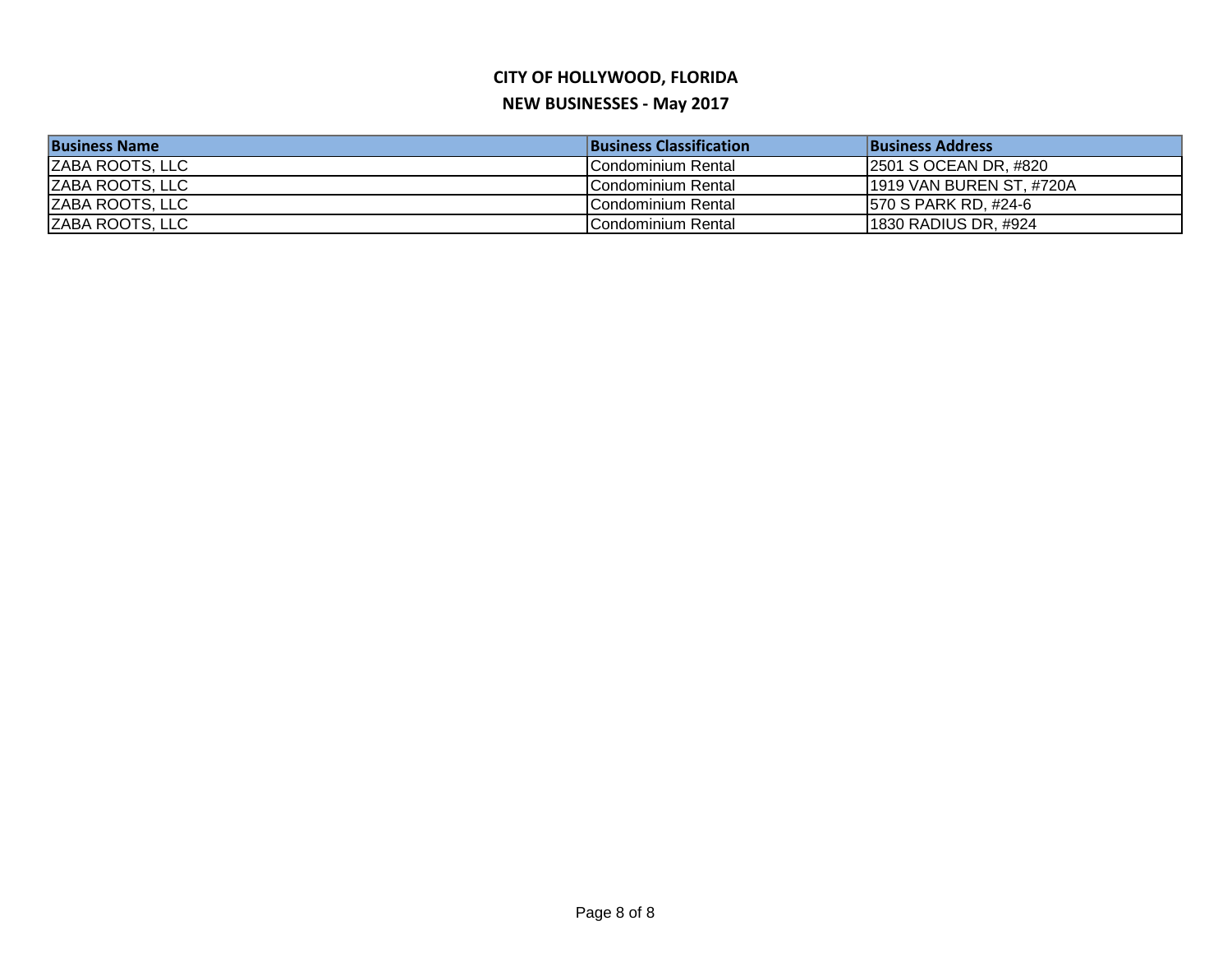# CITY OF HOLLYWOOD, FLORIDA

## NEW BUSINESSES - May 2017

| Business Name | Business Classification | Business Address |
|---|---|---|
| ZABA ROOTS, LLC | Condominium Rental | 2501 S OCEAN DR, #820 |
| ZABA ROOTS, LLC | Condominium Rental | 1919 VAN BUREN ST, #720A |
| ZABA ROOTS, LLC | Condominium Rental | 570 S PARK RD, #24-6 |
| ZABA ROOTS, LLC | Condominium Rental | 1830 RADIUS DR, #924 |